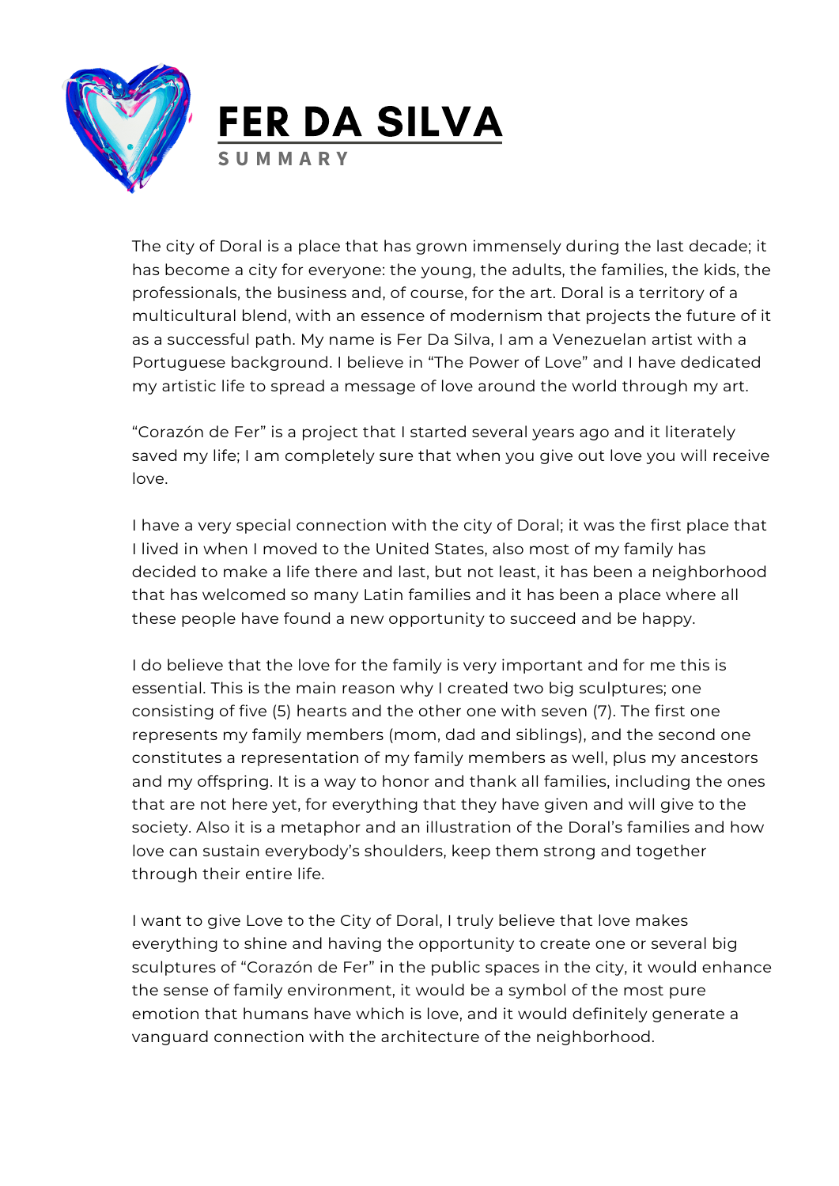# FER DA SILVA

**SUMMARY**

The city of Doral is a place that has grown immensely during the last decade; it has become a city for everyone: the young, the adults, the families, the kids, the professionals, the business and, of course, for the art. Doral is a territory of a multicultural blend, with an essence of modernism that projects the future of it as a successful path. My name is Fer Da Silva, I am a Venezuelan artist with a Portuguese background. I believe in "The Power of Love" and I have dedicated my artistic life to spread a message of love around the world through my art.

"Corazón de Fer" is a project that I started several years ago and it literately saved my life; I am completely sure that when you give out love you will receive love.

I have a very special connection with the city of Doral; it was the first place that I lived in when I moved to the United States, also most of my family has decided to make a life there and last, but not least, it has been a neighborhood that has welcomed so many Latin families and it has been a place where all these people have found a new opportunity to succeed and be happy.

I do believe that the love for the family is very important and for me this is essential. This is the main reason why I created two big sculptures; one consisting of five (5) hearts and the other one with seven (7). The first one represents my family members (mom, dad and siblings), and the second one constitutes a representation of my family members as well, plus my ancestors and my offspring. It is a way to honor and thank all families, including the ones that are not here yet, for everything that they have given and will give to the society. Also it is a metaphor and an illustration of the Doral's families and how love can sustain everybody's shoulders, keep them strong and together through their entire life.

I want to give Love to the City of Doral, I truly believe that love makes everything to shine and having the opportunity to create one or several big sculptures of "Corazón de Fer" in the public spaces in the city, it would enhance the sense of family environment, it would be a symbol of the most pure emotion that humans have which is love, and it would definitely generate a vanguard connection with the architecture of the neighborhood.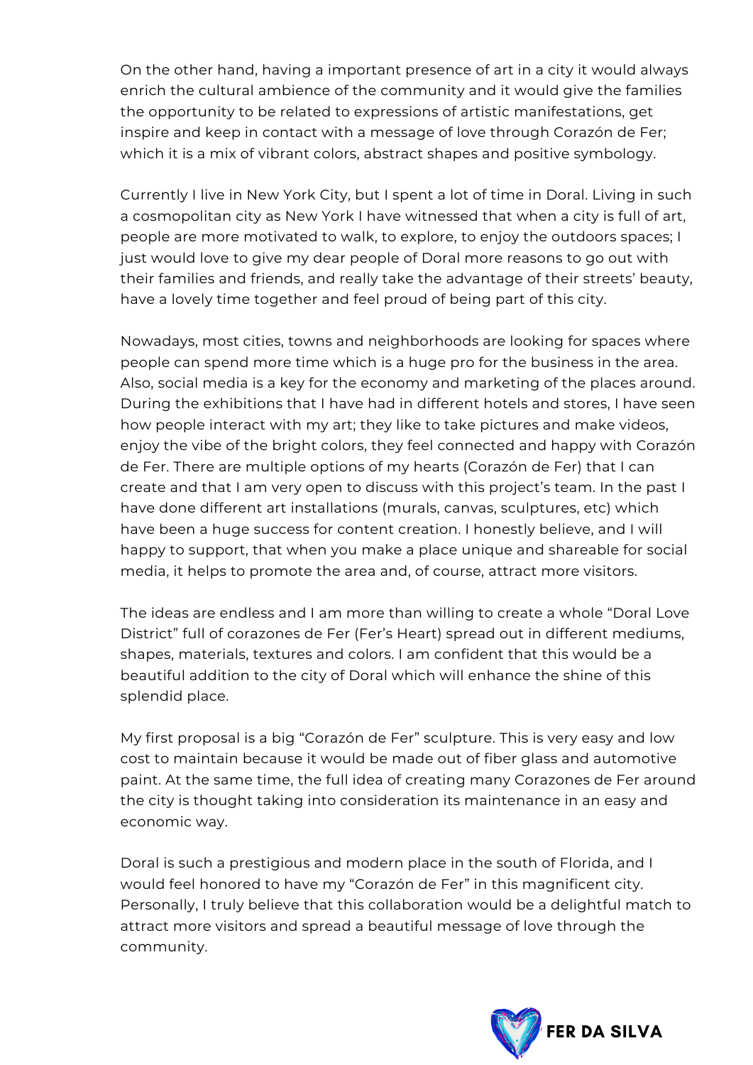On the other hand, having a important presence of art in a city it would always enrich the cultural ambience of the community and it would give the families the opportunity to be related to expressions of artistic manifestations, get inspire and keep in contact with a message of love through Corazón de Fer; which it is a mix of vibrant colors, abstract shapes and positive symbology.

Currently I live in New York City, but I spent a lot of time in Doral. Living in such a cosmopolitan city as New York I have witnessed that when a city is full of art, people are more motivated to walk, to explore, to enjoy the outdoors spaces; I just would love to give my dear people of Doral more reasons to go out with their families and friends, and really take the advantage of their streets' beauty, have a lovely time together and feel proud of being part of this city.

Nowadays, most cities, towns and neighborhoods are looking for spaces where people can spend more time which is a huge pro for the business in the area. Also, social media is a key for the economy and marketing of the places around. During the exhibitions that I have had in different hotels and stores, I have seen how people interact with my art; they like to take pictures and make videos, enjoy the vibe of the bright colors, they feel connected and happy with Corazón de Fer. There are multiple options of my hearts (Corazón de Fer) that I can create and that I am very open to discuss with this project's team. In the past I have done different art installations (murals, canvas, sculptures, etc) which have been a huge success for content creation. I honestly believe, and I will happy to support, that when you make a place unique and shareable for social media, it helps to promote the area and, of course, attract more visitors.

The ideas are endless and I am more than willing to create a whole "Doral Love District" full of corazones de Fer (Fer's Heart) spread out in different mediums, shapes, materials, textures and colors. I am confident that this would be a beautiful addition to the city of Doral which will enhance the shine of this splendid place.

My first proposal is a big "Corazón de Fer" sculpture. This is very easy and low cost to maintain because it would be made out of fiber glass and automotive paint. At the same time, the full idea of creating many Corazones de Fer around the city is thought taking into consideration its maintenance in an easy and economic way.

Doral is such a prestigious and modern place in the south of Florida, and I would feel honored to have my "Corazón de Fer" in this magnificent city. Personally, I truly believe that this collaboration would be a delightful match to attract more visitors and spread a beautiful message of love through the community.

**FER DA SILVA**